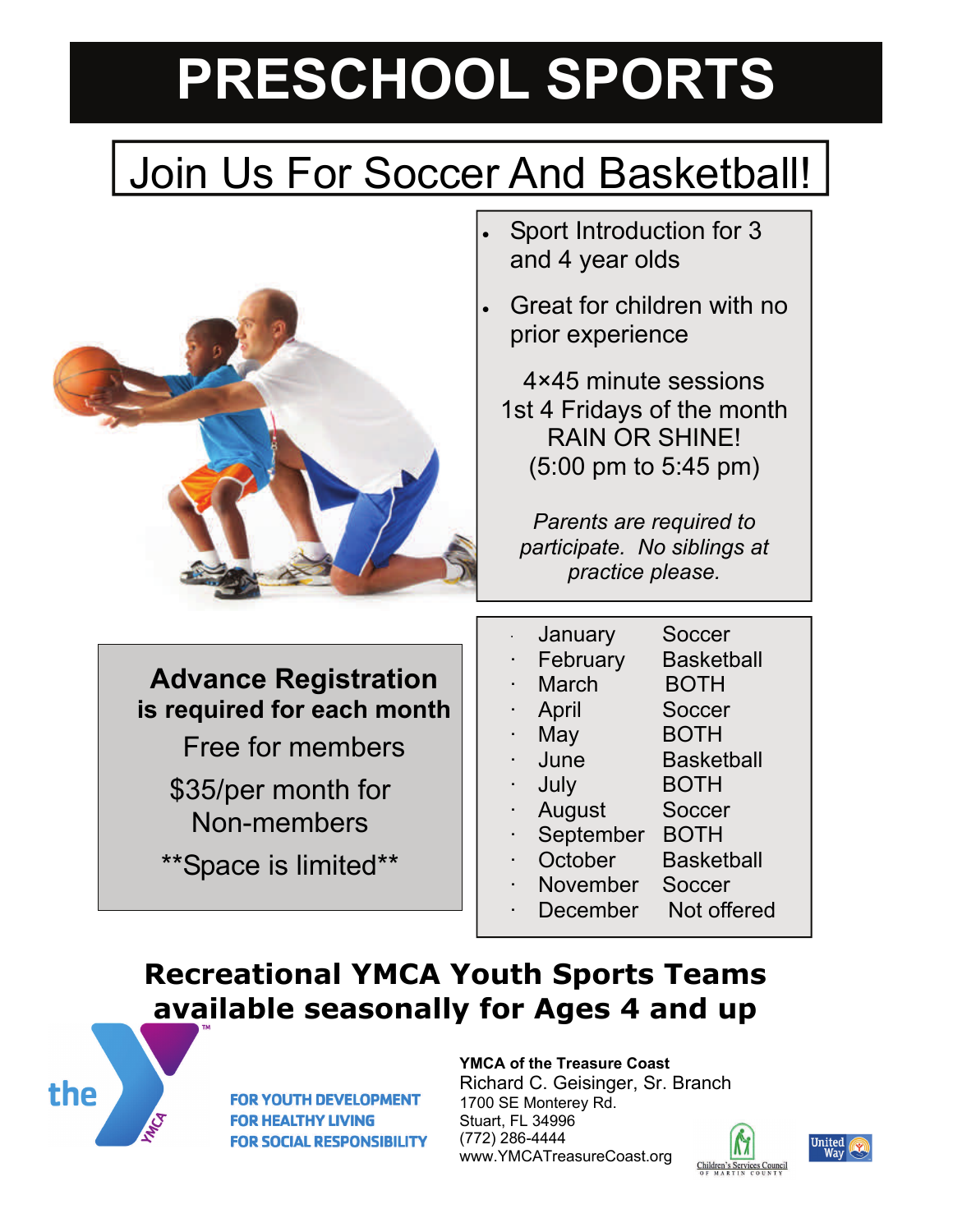# PRESCHOOL SPORTS

## Join Us For Soccer And Basketball!

- Sport Introduction for 3 and 4 year olds
- Great for children with no prior experience

4×45 minute sessions
1st 4 Fridays of the month
RAIN OR SHINE!
(5:00 pm to 5:45 pm)

*Parents are required to participate. No siblings at practice please.*

**Advance Registration**
**is required for each month**

Free for members

$35/per month for Non-members

**Space is limited**

| Month | Sport |
|---|---|
| January | Soccer |
| February | Basketball |
| March | BOTH |
| April | Soccer |
| May | BOTH |
| June | Basketball |
| July | BOTH |
| August | Soccer |
| September | BOTH |
| October | Basketball |
| November | Soccer |
| December | Not offered |

## Recreational YMCA Youth Sports Teams available seasonally for Ages 4 and up

the YMCA

FOR YOUTH DEVELOPMENT
FOR HEALTHY LIVING
FOR SOCIAL RESPONSIBILITY

**YMCA of the Treasure Coast**
Richard C. Geisinger, Sr. Branch
1700 SE Monterey Rd.
Stuart, FL 34996
(772) 286-4444
www.YMCATreasureCoast.org

Children's Services Council of Martin County

United Way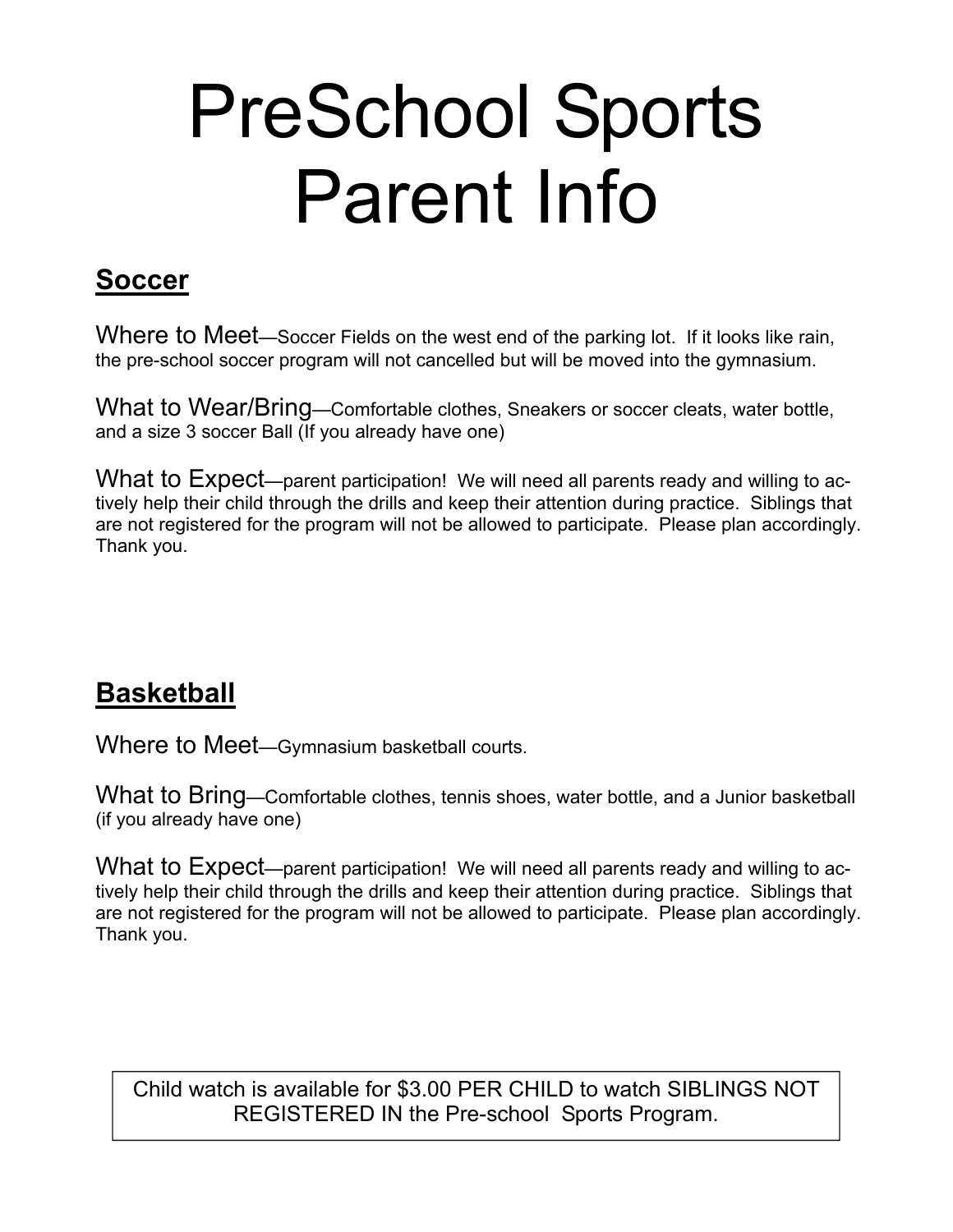# PreSchool Sports Parent Info

## Soccer

Where to Meet—Soccer Fields on the west end of the parking lot. If it looks like rain, the pre-school soccer program will not cancelled but will be moved into the gymnasium.

What to Wear/Bring—Comfortable clothes, Sneakers or soccer cleats, water bottle, and a size 3 soccer Ball (If you already have one)

What to Expect—parent participation! We will need all parents ready and willing to actively help their child through the drills and keep their attention during practice. Siblings that are not registered for the program will not be allowed to participate. Please plan accordingly. Thank you.

## Basketball

Where to Meet—Gymnasium basketball courts.

What to Bring—Comfortable clothes, tennis shoes, water bottle, and a Junior basketball (if you already have one)

What to Expect—parent participation! We will need all parents ready and willing to actively help their child through the drills and keep their attention during practice. Siblings that are not registered for the program will not be allowed to participate. Please plan accordingly. Thank you.

Child watch is available for $3.00 PER CHILD to watch SIBLINGS NOT REGISTERED IN the Pre-school Sports Program.